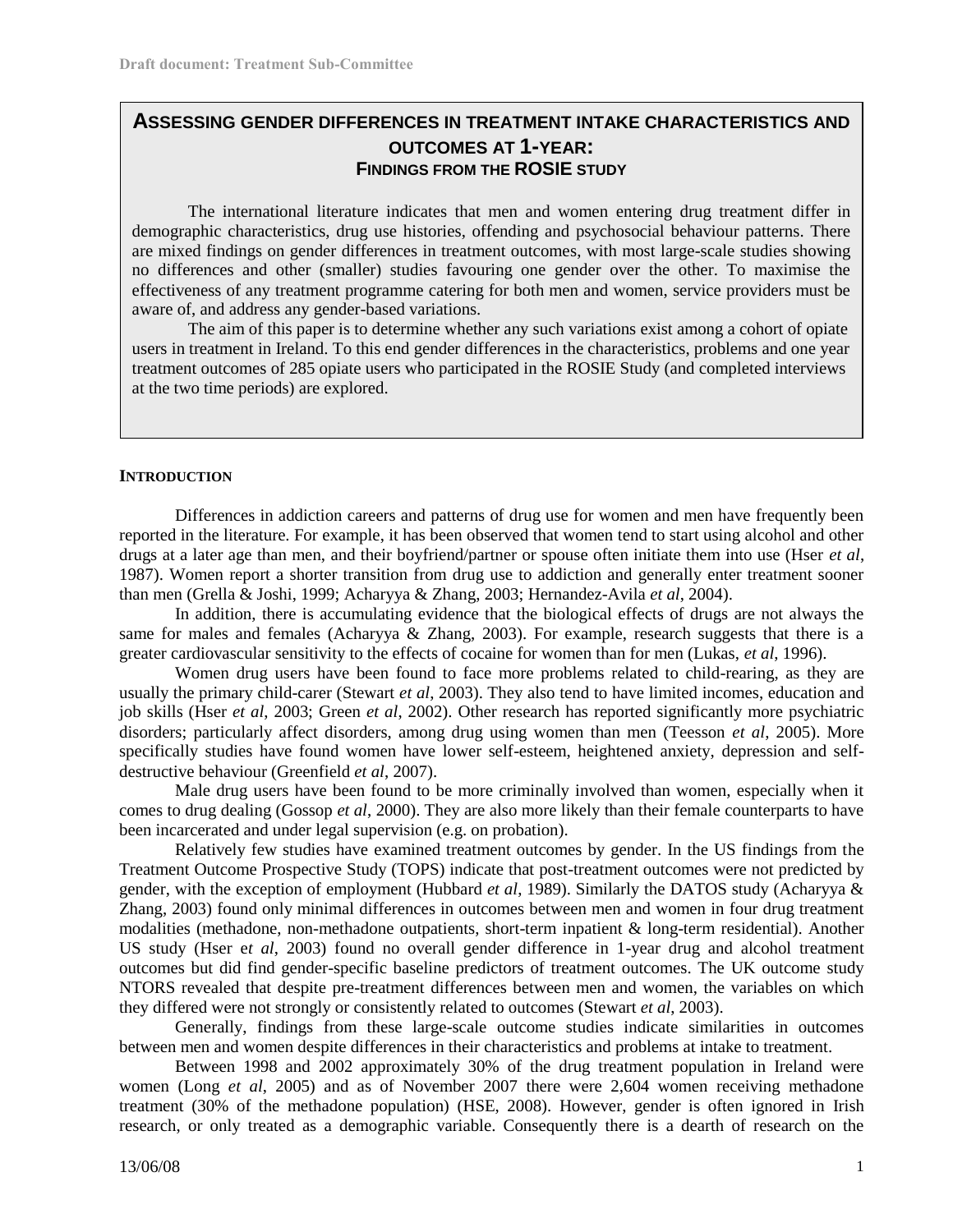# ASSESSING GENDER DIFFERENCES IN TREATMENT INTAKE CHARACTERISTICS AND OUTCOMES AT 1-YEAR:

## FINDINGS FROM THE ROSIE STUDY

The international literature indicates that men and women entering drug treatment differ in demographic characteristics, drug use histories, offending and psychosocial behaviour patterns. There are mixed findings on gender differences in treatment outcomes, with most large-scale studies showing no differences and other (smaller) studies favouring one gender over the other. To maximise the effectiveness of any treatment programme catering for both men and women, service providers must be aware of, and address any gender-based variations.

The aim of this paper is to determine whether any such variations exist among a cohort of opiate users in treatment in Ireland. To this end gender differences in the characteristics, problems and one year treatment outcomes of 285 opiate users who participated in the ROSIE Study (and completed interviews at the two time periods) are explored.

### INTRODUCTION

Differences in addiction careers and patterns of drug use for women and men have frequently been reported in the literature. For example, it has been observed that women tend to start using alcohol and other drugs at a later age than men, and their boyfriend/partner or spouse often initiate them into use (Hser *et al*, 1987). Women report a shorter transition from drug use to addiction and generally enter treatment sooner than men (Grella & Joshi, 1999; Acharyya & Zhang, 2003; Hernandez-Avila *et al*, 2004).

In addition, there is accumulating evidence that the biological effects of drugs are not always the same for males and females (Acharyya & Zhang, 2003). For example, research suggests that there is a greater cardiovascular sensitivity to the effects of cocaine for women than for men (Lukas, *et al*, 1996).

Women drug users have been found to face more problems related to child-rearing, as they are usually the primary child-carer (Stewart *et al*, 2003). They also tend to have limited incomes, education and job skills (Hser *et al*, 2003; Green *et al*, 2002). Other research has reported significantly more psychiatric disorders; particularly affect disorders, among drug using women than men (Teesson *et al*, 2005). More specifically studies have found women have lower self-esteem, heightened anxiety, depression and self-destructive behaviour (Greenfield *et al*, 2007).

Male drug users have been found to be more criminally involved than women, especially when it comes to drug dealing (Gossop *et al*, 2000). They are also more likely than their female counterparts to have been incarcerated and under legal supervision (e.g. on probation).

Relatively few studies have examined treatment outcomes by gender. In the US findings from the Treatment Outcome Prospective Study (TOPS) indicate that post-treatment outcomes were not predicted by gender, with the exception of employment (Hubbard *et al*, 1989). Similarly the DATOS study (Acharyya & Zhang, 2003) found only minimal differences in outcomes between men and women in four drug treatment modalities (methadone, non-methadone outpatients, short-term inpatient & long-term residential). Another US study (Hser e*t al*, 2003) found no overall gender difference in 1-year drug and alcohol treatment outcomes but did find gender-specific baseline predictors of treatment outcomes. The UK outcome study NTORS revealed that despite pre-treatment differences between men and women, the variables on which they differed were not strongly or consistently related to outcomes (Stewart *et al*, 2003).

Generally, findings from these large-scale outcome studies indicate similarities in outcomes between men and women despite differences in their characteristics and problems at intake to treatment.

Between 1998 and 2002 approximately 30% of the drug treatment population in Ireland were women (Long *et al*, 2005) and as of November 2007 there were 2,604 women receiving methadone treatment (30% of the methadone population) (HSE, 2008). However, gender is often ignored in Irish research, or only treated as a demographic variable. Consequently there is a dearth of research on the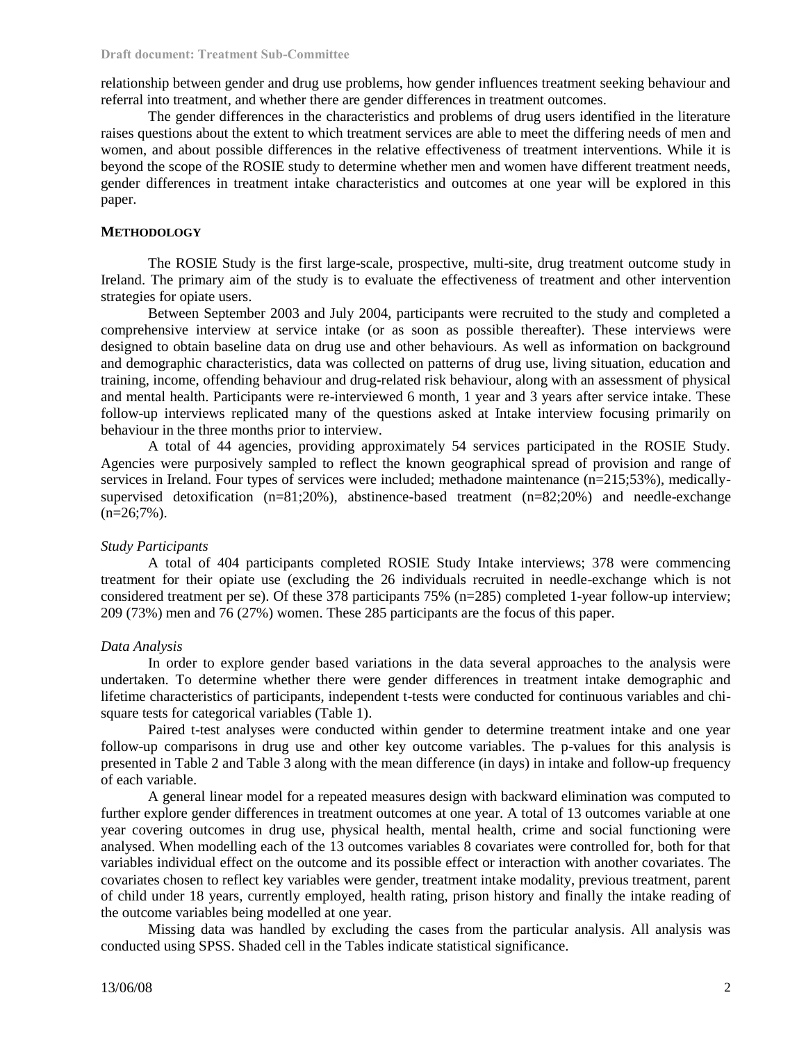relationship between gender and drug use problems, how gender influences treatment seeking behaviour and referral into treatment, and whether there are gender differences in treatment outcomes.

The gender differences in the characteristics and problems of drug users identified in the literature raises questions about the extent to which treatment services are able to meet the differing needs of men and women, and about possible differences in the relative effectiveness of treatment interventions. While it is beyond the scope of the ROSIE study to determine whether men and women have different treatment needs, gender differences in treatment intake characteristics and outcomes at one year will be explored in this paper.

## METHODOLOGY

The ROSIE Study is the first large-scale, prospective, multi-site, drug treatment outcome study in Ireland. The primary aim of the study is to evaluate the effectiveness of treatment and other intervention strategies for opiate users.

Between September 2003 and July 2004, participants were recruited to the study and completed a comprehensive interview at service intake (or as soon as possible thereafter). These interviews were designed to obtain baseline data on drug use and other behaviours. As well as information on background and demographic characteristics, data was collected on patterns of drug use, living situation, education and training, income, offending behaviour and drug-related risk behaviour, along with an assessment of physical and mental health. Participants were re-interviewed 6 month, 1 year and 3 years after service intake. These follow-up interviews replicated many of the questions asked at Intake interview focusing primarily on behaviour in the three months prior to interview.

A total of 44 agencies, providing approximately 54 services participated in the ROSIE Study. Agencies were purposively sampled to reflect the known geographical spread of provision and range of services in Ireland. Four types of services were included; methadone maintenance (n=215;53%), medically-supervised detoxification (n=81;20%), abstinence-based treatment (n=82;20%) and needle-exchange (n=26;7%).

### *Study Participants*

A total of 404 participants completed ROSIE Study Intake interviews; 378 were commencing treatment for their opiate use (excluding the 26 individuals recruited in needle-exchange which is not considered treatment per se). Of these 378 participants 75% (n=285) completed 1-year follow-up interview; 209 (73%) men and 76 (27%) women. These 285 participants are the focus of this paper.

### *Data Analysis*

In order to explore gender based variations in the data several approaches to the analysis were undertaken. To determine whether there were gender differences in treatment intake demographic and lifetime characteristics of participants, independent t-tests were conducted for continuous variables and chi-square tests for categorical variables (Table 1).

Paired t-test analyses were conducted within gender to determine treatment intake and one year follow-up comparisons in drug use and other key outcome variables. The p-values for this analysis is presented in Table 2 and Table 3 along with the mean difference (in days) in intake and follow-up frequency of each variable.

A general linear model for a repeated measures design with backward elimination was computed to further explore gender differences in treatment outcomes at one year. A total of 13 outcomes variable at one year covering outcomes in drug use, physical health, mental health, crime and social functioning were analysed. When modelling each of the 13 outcomes variables 8 covariates were controlled for, both for that variables individual effect on the outcome and its possible effect or interaction with another covariates. The covariates chosen to reflect key variables were gender, treatment intake modality, previous treatment, parent of child under 18 years, currently employed, health rating, prison history and finally the intake reading of the outcome variables being modelled at one year.

Missing data was handled by excluding the cases from the particular analysis. All analysis was conducted using SPSS. Shaded cell in the Tables indicate statistical significance.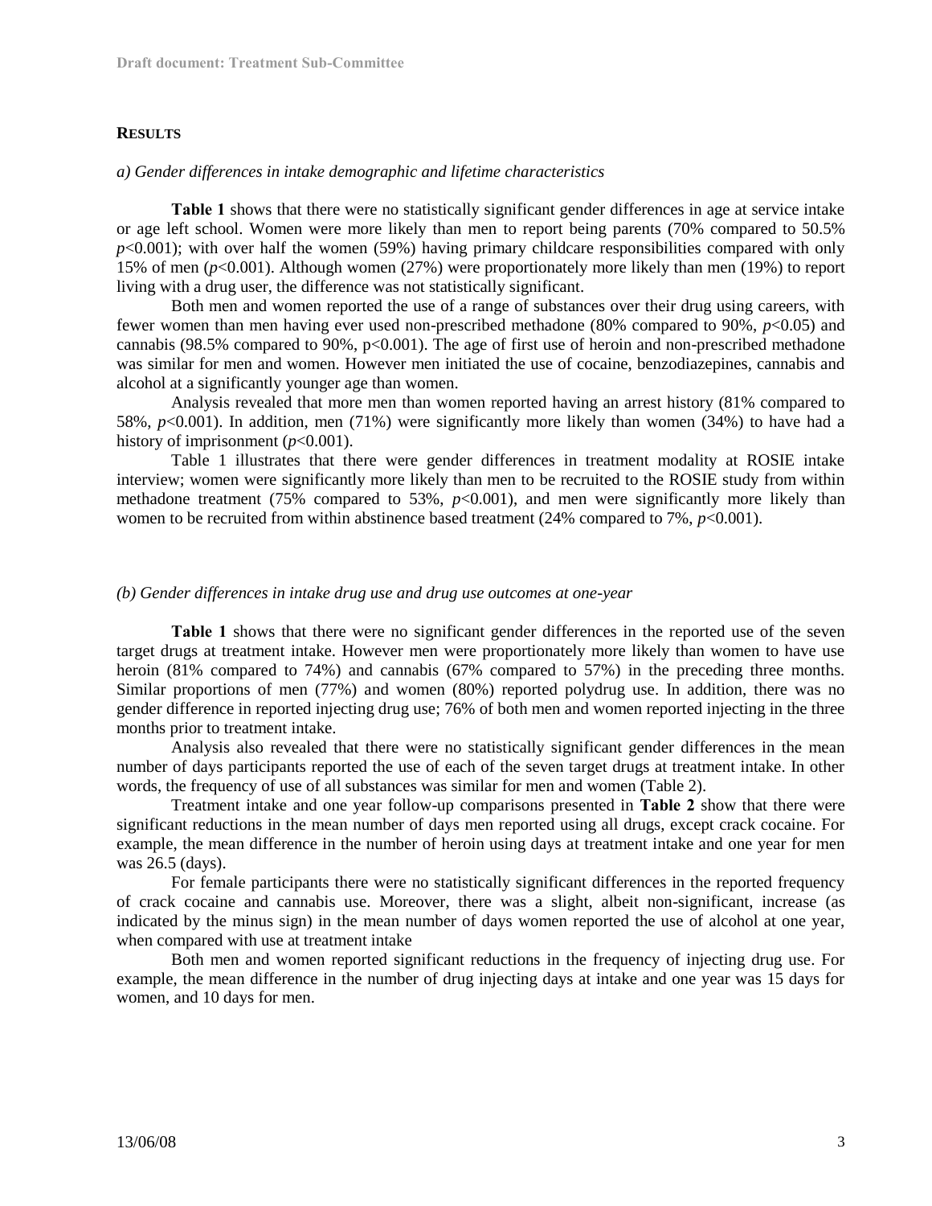## RESULTS

*a) Gender differences in intake demographic and lifetime characteristics*

**Table 1** shows that there were no statistically significant gender differences in age at service intake or age left school. Women were more likely than men to report being parents (70% compared to 50.5% $p<0.001$); with over half the women (59%) having primary childcare responsibilities compared with only 15% of men ($p<0.001$). Although women (27%) were proportionately more likely than men (19%) to report living with a drug user, the difference was not statistically significant.

Both men and women reported the use of a range of substances over their drug using careers, with fewer women than men having ever used non-prescribed methadone (80% compared to 90%, $p<0.05$) and cannabis (98.5% compared to 90%, $p<0.001$). The age of first use of heroin and non-prescribed methadone was similar for men and women. However men initiated the use of cocaine, benzodiazepines, cannabis and alcohol at a significantly younger age than women.

Analysis revealed that more men than women reported having an arrest history (81% compared to 58%, $p<0.001$). In addition, men (71%) were significantly more likely than women (34%) to have had a history of imprisonment ($p<0.001$).

Table 1 illustrates that there were gender differences in treatment modality at ROSIE intake interview; women were significantly more likely than men to be recruited to the ROSIE study from within methadone treatment (75% compared to 53%, $p<0.001$), and men were significantly more likely than women to be recruited from within abstinence based treatment (24% compared to 7%, $p<0.001$).

*(b) Gender differences in intake drug use and drug use outcomes at one-year*

**Table 1** shows that there were no significant gender differences in the reported use of the seven target drugs at treatment intake. However men were proportionately more likely than women to have use heroin (81% compared to 74%) and cannabis (67% compared to 57%) in the preceding three months. Similar proportions of men (77%) and women (80%) reported polydrug use. In addition, there was no gender difference in reported injecting drug use; 76% of both men and women reported injecting in the three months prior to treatment intake.

Analysis also revealed that there were no statistically significant gender differences in the mean number of days participants reported the use of each of the seven target drugs at treatment intake. In other words, the frequency of use of all substances was similar for men and women (Table 2).

Treatment intake and one year follow-up comparisons presented in **Table 2** show that there were significant reductions in the mean number of days men reported using all drugs, except crack cocaine. For example, the mean difference in the number of heroin using days at treatment intake and one year for men was 26.5 (days).

For female participants there were no statistically significant differences in the reported frequency of crack cocaine and cannabis use. Moreover, there was a slight, albeit non-significant, increase (as indicated by the minus sign) in the mean number of days women reported the use of alcohol at one year, when compared with use at treatment intake

Both men and women reported significant reductions in the frequency of injecting drug use. For example, the mean difference in the number of drug injecting days at intake and one year was 15 days for women, and 10 days for men.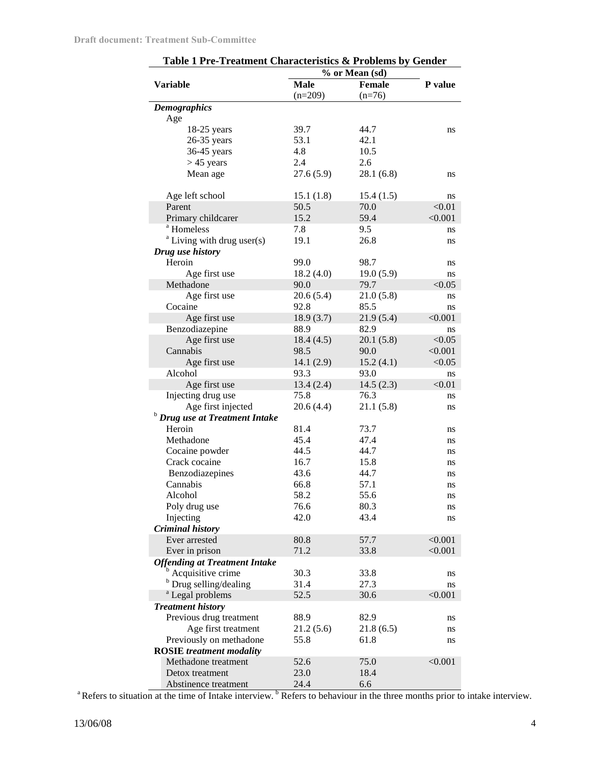**Table 1 Pre-Treatment Characteristics & Problems by Gender**

| Variable | % or Mean (sd) Male (n=209) | Female (n=76) | P value |
|---|---|---|---|
| ***Demographics*** | | | |
| Age | | | |
| 18-25 years | 39.7 | 44.7 | ns |
| 26-35 years | 53.1 | 42.1 | |
| 36-45 years | 4.8 | 10.5 | |
| > 45 years | 2.4 | 2.6 | |
| Mean age | 27.6 (5.9) | 28.1 (6.8) | ns |
| Age left school | 15.1 (1.8) | 15.4 (1.5) | ns |
| Parent | 50.5 | 70.0 | <0.01 |
| Primary childcarer | 15.2 | 59.4 | <0.001 |
| [a] Homeless | 7.8 | 9.5 | ns |
| [a] Living with drug user(s) | 19.1 | 26.8 | ns |
| ***Drug use history*** | | | |
| Heroin | 99.0 | 98.7 | ns |
| Age first use | 18.2 (4.0) | 19.0 (5.9) | ns |
| Methadone | 90.0 | 79.7 | <0.05 |
| Age first use | 20.6 (5.4) | 21.0 (5.8) | ns |
| Cocaine | 92.8 | 85.5 | ns |
| Age first use | 18.9 (3.7) | 21.9 (5.4) | <0.001 |
| Benzodiazepine | 88.9 | 82.9 | ns |
| Age first use | 18.4 (4.5) | 20.1 (5.8) | <0.05 |
| Cannabis | 98.5 | 90.0 | <0.001 |
| Age first use | 14.1 (2.9) | 15.2 (4.1) | <0.05 |
| Alcohol | 93.3 | 93.0 | ns |
| Age first use | 13.4 (2.4) | 14.5 (2.3) | <0.01 |
| Injecting drug use | 75.8 | 76.3 | ns |
| Age first injected | 20.6 (4.4) | 21.1 (5.8) | ns |
| [b] ***Drug use at Treatment Intake*** | | | |
| Heroin | 81.4 | 73.7 | ns |
| Methadone | 45.4 | 47.4 | ns |
| Cocaine powder | 44.5 | 44.7 | ns |
| Crack cocaine | 16.7 | 15.8 | ns |
| Benzodiazepines | 43.6 | 44.7 | ns |
| Cannabis | 66.8 | 57.1 | ns |
| Alcohol | 58.2 | 55.6 | ns |
| Poly drug use | 76.6 | 80.3 | ns |
| Injecting | 42.0 | 43.4 | ns |
| ***Criminal history*** | | | |
| Ever arrested | 80.8 | 57.7 | <0.001 |
| Ever in prison | 71.2 | 33.8 | <0.001 |
| ***Offending at Treatment Intake*** | | | |
| [b] Acquisitive crime | 30.3 | 33.8 | ns |
| [b] Drug selling/dealing | 31.4 | 27.3 | ns |
| [a] Legal problems | 52.5 | 30.6 | <0.001 |
| ***Treatment history*** | | | |
| Previous drug treatment | 88.9 | 82.9 | ns |
| Age first treatment | 21.2 (5.6) | 21.8 (6.5) | ns |
| Previously on methadone | 55.8 | 61.8 | ns |
| **ROSIE** ***treatment modality*** | | | |
| Methadone treatment | 52.6 | 75.0 | <0.001 |
| Detox treatment | 23.0 | 18.4 | |
| Abstinence treatment | 24.4 | 6.6 | |

[a] Refers to situation at the time of Intake interview. [b] Refers to behaviour in the three months prior to intake interview.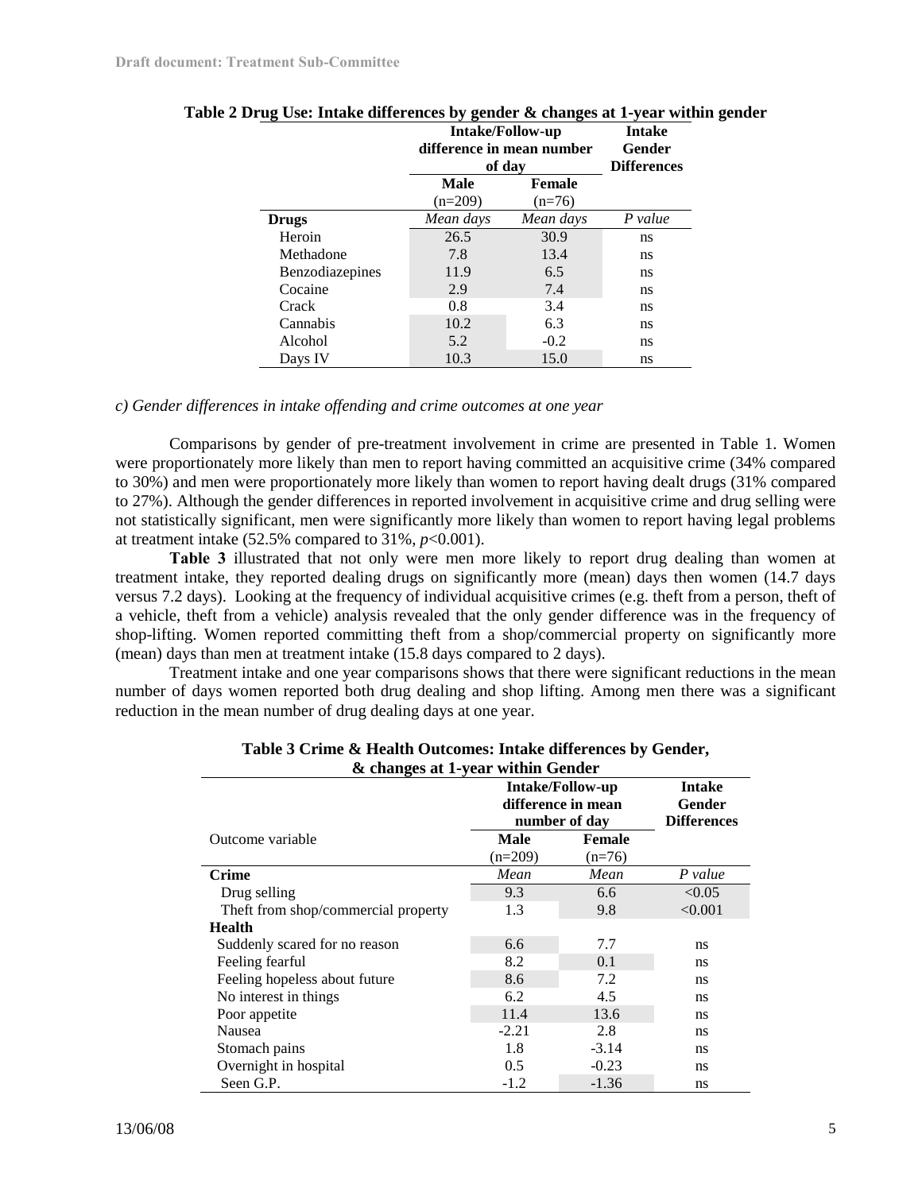**Table 2 Drug Use: Intake differences by gender & changes at 1-year within gender**

| | Intake/Follow-up difference in mean number of day | | Intake Gender Differences |
|---|---|---|---|
| | **Male** (n=209) | **Female** (n=76) | |
| **Drugs** | *Mean days* | *Mean days* | *P value* |
| Heroin | 26.5 | 30.9 | ns |
| Methadone | 7.8 | 13.4 | ns |
| Benzodiazepines | 11.9 | 6.5 | ns |
| Cocaine | 2.9 | 7.4 | ns |
| Crack | 0.8 | 3.4 | ns |
| Cannabis | 10.2 | 6.3 | ns |
| Alcohol | 5.2 | -0.2 | ns |
| Days IV | 10.3 | 15.0 | ns |

*c) Gender differences in intake offending and crime outcomes at one year*

Comparisons by gender of pre-treatment involvement in crime are presented in Table 1. Women were proportionately more likely than men to report having committed an acquisitive crime (34% compared to 30%) and men were proportionately more likely than women to report having dealt drugs (31% compared to 27%). Although the gender differences in reported involvement in acquisitive crime and drug selling were not statistically significant, men were significantly more likely than women to report having legal problems at treatment intake (52.5% compared to 31%, $p<0.001$).

**Table 3** illustrated that not only were men more likely to report drug dealing than women at treatment intake, they reported dealing drugs on significantly more (mean) days then women (14.7 days versus 7.2 days). Looking at the frequency of individual acquisitive crimes (e.g. theft from a person, theft of a vehicle, theft from a vehicle) analysis revealed that the only gender difference was in the frequency of shop-lifting. Women reported committing theft from a shop/commercial property on significantly more (mean) days than men at treatment intake (15.8 days compared to 2 days).

Treatment intake and one year comparisons shows that there were significant reductions in the mean number of days women reported both drug dealing and shop lifting. Among men there was a significant reduction in the mean number of drug dealing days at one year.

**Table 3 Crime & Health Outcomes: Intake differences by Gender, & changes at 1-year within Gender**

| | Intake/Follow-up difference in mean number of day | | Intake Gender Differences |
|---|---|---|---|
| Outcome variable | **Male** (n=209) | **Female** (n=76) | |
| **Crime** | *Mean* | *Mean* | *P value* |
| Drug selling | 9.3 | 6.6 | <0.05 |
| Theft from shop/commercial property | 1.3 | 9.8 | <0.001 |
| **Health** | | | |
| Suddenly scared for no reason | 6.6 | 7.7 | ns |
| Feeling fearful | 8.2 | 0.1 | ns |
| Feeling hopeless about future | 8.6 | 7.2 | ns |
| No interest in things | 6.2 | 4.5 | ns |
| Poor appetite | 11.4 | 13.6 | ns |
| Nausea | -2.21 | 2.8 | ns |
| Stomach pains | 1.8 | -3.14 | ns |
| Overnight in hospital | 0.5 | -0.23 | ns |
| Seen G.P. | -1.2 | -1.36 | ns |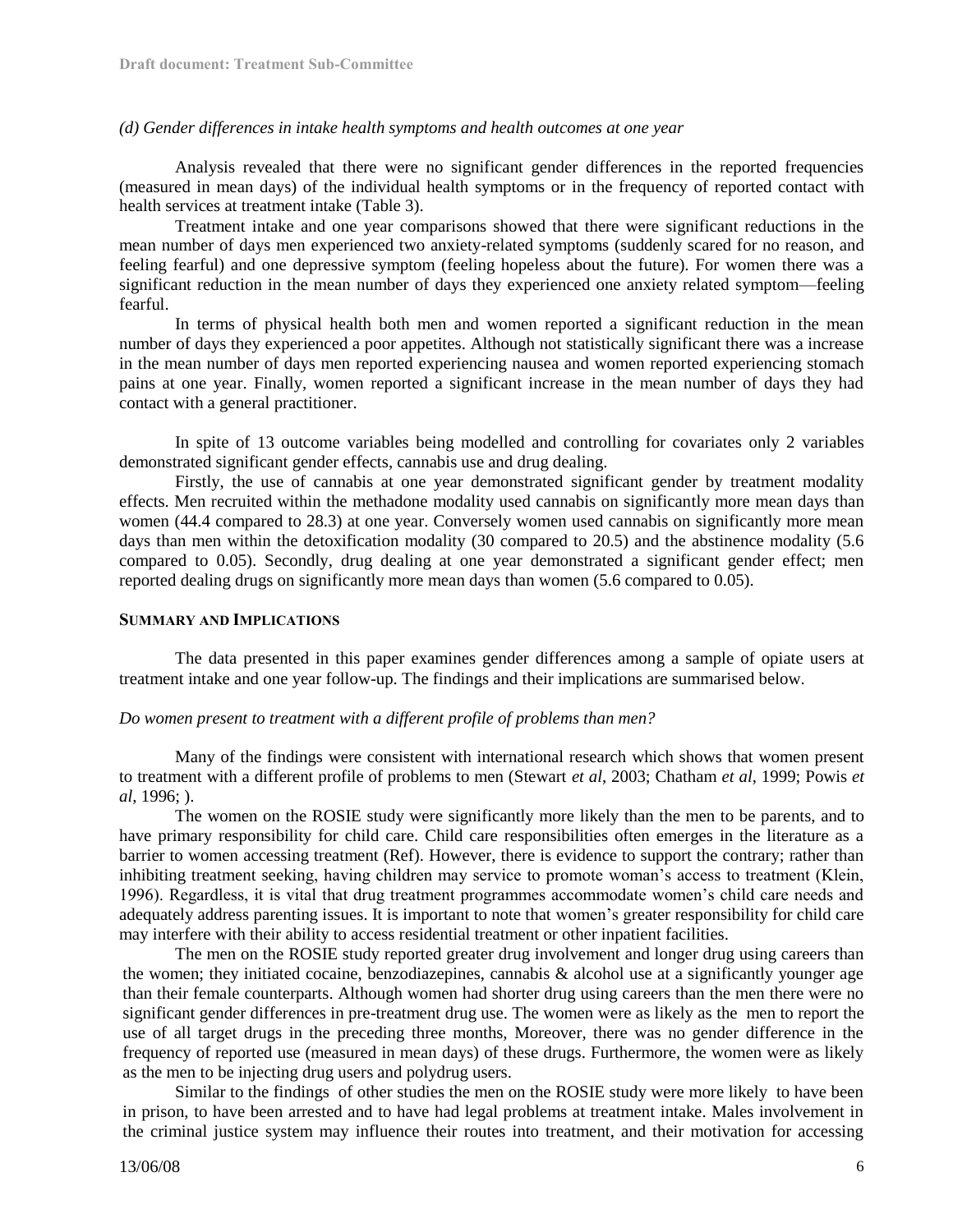*(d) Gender differences in intake health symptoms and health outcomes at one year*

Analysis revealed that there were no significant gender differences in the reported frequencies (measured in mean days) of the individual health symptoms or in the frequency of reported contact with health services at treatment intake (Table 3).

Treatment intake and one year comparisons showed that there were significant reductions in the mean number of days men experienced two anxiety-related symptoms (suddenly scared for no reason, and feeling fearful) and one depressive symptom (feeling hopeless about the future). For women there was a significant reduction in the mean number of days they experienced one anxiety related symptom—feeling fearful.

In terms of physical health both men and women reported a significant reduction in the mean number of days they experienced a poor appetites. Although not statistically significant there was a increase in the mean number of days men reported experiencing nausea and women reported experiencing stomach pains at one year. Finally, women reported a significant increase in the mean number of days they had contact with a general practitioner.

In spite of 13 outcome variables being modelled and controlling for covariates only 2 variables demonstrated significant gender effects, cannabis use and drug dealing.

Firstly, the use of cannabis at one year demonstrated significant gender by treatment modality effects. Men recruited within the methadone modality used cannabis on significantly more mean days than women (44.4 compared to 28.3) at one year. Conversely women used cannabis on significantly more mean days than men within the detoxification modality (30 compared to 20.5) and the abstinence modality (5.6 compared to 0.05). Secondly, drug dealing at one year demonstrated a significant gender effect; men reported dealing drugs on significantly more mean days than women (5.6 compared to 0.05).

## SUMMARY AND IMPLICATIONS

The data presented in this paper examines gender differences among a sample of opiate users at treatment intake and one year follow-up. The findings and their implications are summarised below.

*Do women present to treatment with a different profile of problems than men?*

Many of the findings were consistent with international research which shows that women present to treatment with a different profile of problems to men (Stewart *et al*, 2003; Chatham *et al*, 1999; Powis *et al*, 1996; ).

The women on the ROSIE study were significantly more likely than the men to be parents, and to have primary responsibility for child care. Child care responsibilities often emerges in the literature as a barrier to women accessing treatment (Ref). However, there is evidence to support the contrary; rather than inhibiting treatment seeking, having children may service to promote woman's access to treatment (Klein, 1996). Regardless, it is vital that drug treatment programmes accommodate women's child care needs and adequately address parenting issues. It is important to note that women's greater responsibility for child care may interfere with their ability to access residential treatment or other inpatient facilities.

The men on the ROSIE study reported greater drug involvement and longer drug using careers than the women; they initiated cocaine, benzodiazepines, cannabis & alcohol use at a significantly younger age than their female counterparts. Although women had shorter drug using careers than the men there were no significant gender differences in pre-treatment drug use. The women were as likely as the men to report the use of all target drugs in the preceding three months, Moreover, there was no gender difference in the frequency of reported use (measured in mean days) of these drugs. Furthermore, the women were as likely as the men to be injecting drug users and polydrug users.

Similar to the findings of other studies the men on the ROSIE study were more likely to have been in prison, to have been arrested and to have had legal problems at treatment intake. Males involvement in the criminal justice system may influence their routes into treatment, and their motivation for accessing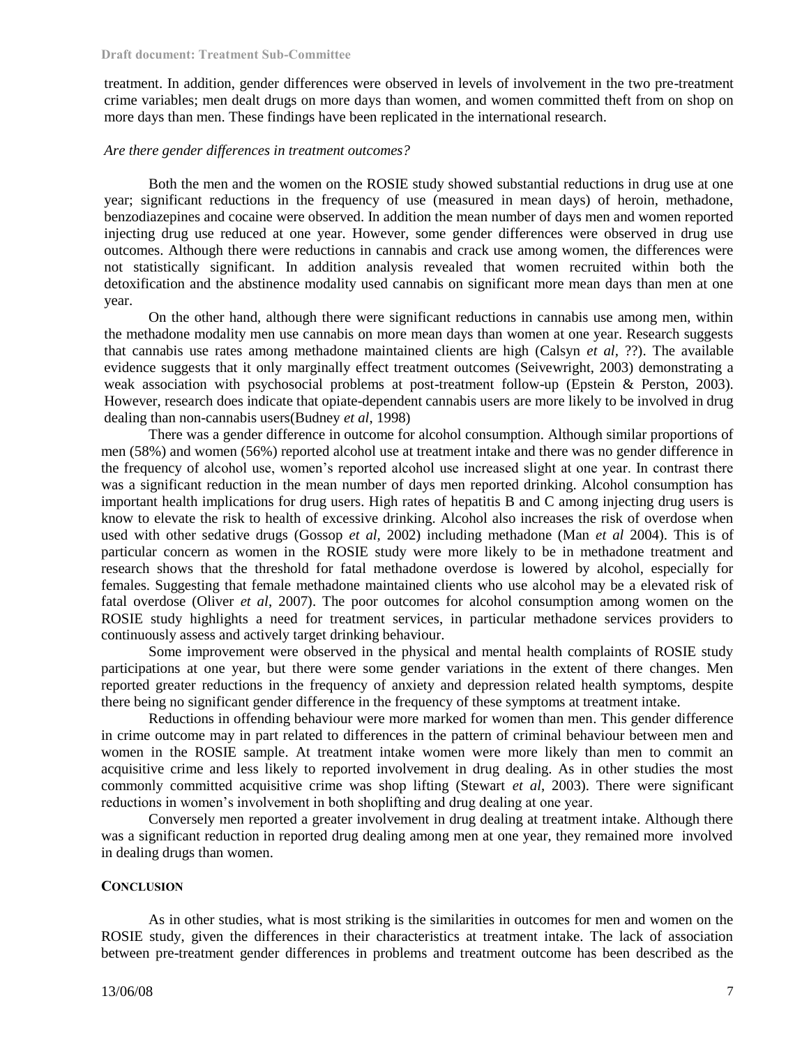treatment. In addition, gender differences were observed in levels of involvement in the two pre-treatment crime variables; men dealt drugs on more days than women, and women committed theft from on shop on more days than men. These findings have been replicated in the international research.

*Are there gender differences in treatment outcomes?*

Both the men and the women on the ROSIE study showed substantial reductions in drug use at one year; significant reductions in the frequency of use (measured in mean days) of heroin, methadone, benzodiazepines and cocaine were observed. In addition the mean number of days men and women reported injecting drug use reduced at one year. However, some gender differences were observed in drug use outcomes. Although there were reductions in cannabis and crack use among women, the differences were not statistically significant. In addition analysis revealed that women recruited within both the detoxification and the abstinence modality used cannabis on significant more mean days than men at one year.

On the other hand, although there were significant reductions in cannabis use among men, within the methadone modality men use cannabis on more mean days than women at one year. Research suggests that cannabis use rates among methadone maintained clients are high (Calsyn *et al*, ??). The available evidence suggests that it only marginally effect treatment outcomes (Seivewright, 2003) demonstrating a weak association with psychosocial problems at post-treatment follow-up (Epstein & Perston, 2003). However, research does indicate that opiate-dependent cannabis users are more likely to be involved in drug dealing than non-cannabis users(Budney *et al*, 1998)

There was a gender difference in outcome for alcohol consumption. Although similar proportions of men (58%) and women (56%) reported alcohol use at treatment intake and there was no gender difference in the frequency of alcohol use, women's reported alcohol use increased slight at one year. In contrast there was a significant reduction in the mean number of days men reported drinking. Alcohol consumption has important health implications for drug users. High rates of hepatitis B and C among injecting drug users is know to elevate the risk to health of excessive drinking. Alcohol also increases the risk of overdose when used with other sedative drugs (Gossop *et al*, 2002) including methadone (Man *et al* 2004). This is of particular concern as women in the ROSIE study were more likely to be in methadone treatment and research shows that the threshold for fatal methadone overdose is lowered by alcohol, especially for females. Suggesting that female methadone maintained clients who use alcohol may be a elevated risk of fatal overdose (Oliver *et al*, 2007). The poor outcomes for alcohol consumption among women on the ROSIE study highlights a need for treatment services, in particular methadone services providers to continuously assess and actively target drinking behaviour.

Some improvement were observed in the physical and mental health complaints of ROSIE study participations at one year, but there were some gender variations in the extent of there changes. Men reported greater reductions in the frequency of anxiety and depression related health symptoms, despite there being no significant gender difference in the frequency of these symptoms at treatment intake.

Reductions in offending behaviour were more marked for women than men. This gender difference in crime outcome may in part related to differences in the pattern of criminal behaviour between men and women in the ROSIE sample. At treatment intake women were more likely than men to commit an acquisitive crime and less likely to reported involvement in drug dealing. As in other studies the most commonly committed acquisitive crime was shop lifting (Stewart *et al*, 2003). There were significant reductions in women's involvement in both shoplifting and drug dealing at one year.

Conversely men reported a greater involvement in drug dealing at treatment intake. Although there was a significant reduction in reported drug dealing among men at one year, they remained more involved in dealing drugs than women.

**CONCLUSION**

As in other studies, what is most striking is the similarities in outcomes for men and women on the ROSIE study, given the differences in their characteristics at treatment intake. The lack of association between pre-treatment gender differences in problems and treatment outcome has been described as the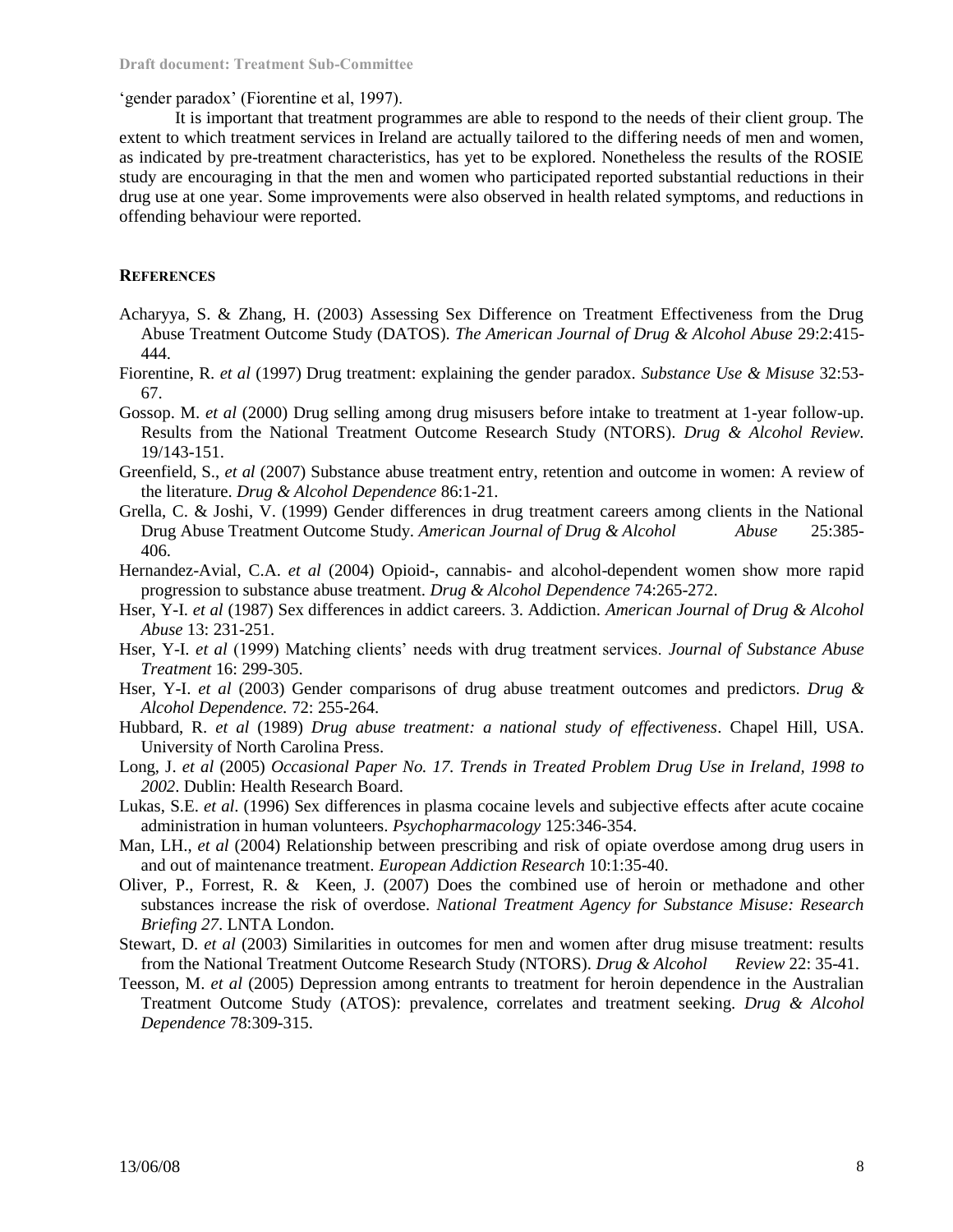'gender paradox' (Fiorentine et al, 1997).

It is important that treatment programmes are able to respond to the needs of their client group. The extent to which treatment services in Ireland are actually tailored to the differing needs of men and women, as indicated by pre-treatment characteristics, has yet to be explored. Nonetheless the results of the ROSIE study are encouraging in that the men and women who participated reported substantial reductions in their drug use at one year. Some improvements were also observed in health related symptoms, and reductions in offending behaviour were reported.

## REFERENCES

Acharyya, S. & Zhang, H. (2003) Assessing Sex Difference on Treatment Effectiveness from the Drug Abuse Treatment Outcome Study (DATOS). *The American Journal of Drug & Alcohol Abuse* 29:2:415-444.

Fiorentine, R. *et al* (1997) Drug treatment: explaining the gender paradox. *Substance Use & Misuse* 32:53-67.

Gossop. M. *et al* (2000) Drug selling among drug misusers before intake to treatment at 1-year follow-up. Results from the National Treatment Outcome Research Study (NTORS). *Drug & Alcohol Review.* 19/143-151.

Greenfield, S., *et al* (2007) Substance abuse treatment entry, retention and outcome in women: A review of the literature. *Drug & Alcohol Dependence* 86:1-21.

Grella, C. & Joshi, V. (1999) Gender differences in drug treatment careers among clients in the National Drug Abuse Treatment Outcome Study. *American Journal of Drug & Alcohol Abuse* 25:385-406.

Hernandez-Avial, C.A. *et al* (2004) Opioid-, cannabis- and alcohol-dependent women show more rapid progression to substance abuse treatment. *Drug & Alcohol Dependence* 74:265-272.

Hser, Y-I. *et al* (1987) Sex differences in addict careers. 3. Addiction. *American Journal of Drug & Alcohol Abuse* 13: 231-251.

Hser, Y-I. *et al* (1999) Matching clients' needs with drug treatment services. *Journal of Substance Abuse Treatment* 16: 299-305.

Hser, Y-I. *et al* (2003) Gender comparisons of drug abuse treatment outcomes and predictors. *Drug & Alcohol Dependence.* 72: 255-264.

Hubbard, R. *et al* (1989) *Drug abuse treatment: a national study of effectiveness*. Chapel Hill, USA. University of North Carolina Press.

Long, J. *et al* (2005) *Occasional Paper No. 17. Trends in Treated Problem Drug Use in Ireland, 1998 to 2002*. Dublin: Health Research Board.

Lukas, S.E. *et al*. (1996) Sex differences in plasma cocaine levels and subjective effects after acute cocaine administration in human volunteers. *Psychopharmacology* 125:346-354.

Man, LH., *et al* (2004) Relationship between prescribing and risk of opiate overdose among drug users in and out of maintenance treatment. *European Addiction Research* 10:1:35-40.

Oliver, P., Forrest, R. & Keen, J. (2007) Does the combined use of heroin or methadone and other substances increase the risk of overdose. *National Treatment Agency for Substance Misuse: Research Briefing 27*. LNTA London.

Stewart, D. *et al* (2003) Similarities in outcomes for men and women after drug misuse treatment: results from the National Treatment Outcome Research Study (NTORS). *Drug & Alcohol Review* 22: 35-41.

Teesson, M. *et al* (2005) Depression among entrants to treatment for heroin dependence in the Australian Treatment Outcome Study (ATOS): prevalence, correlates and treatment seeking. *Drug & Alcohol Dependence* 78:309-315.